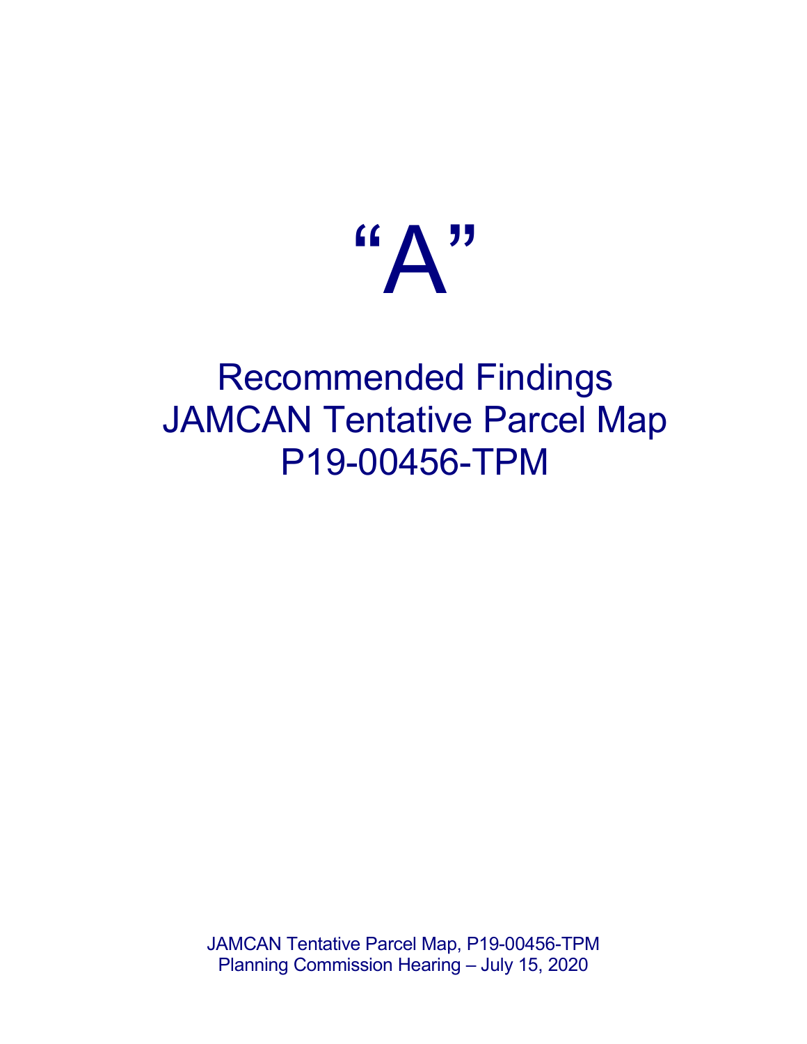# "A"

## Recommended Findings
## JAMCAN Tentative Parcel Map
## P19-00456-TPM

JAMCAN Tentative Parcel Map, P19-00456-TPM
Planning Commission Hearing – July 15, 2020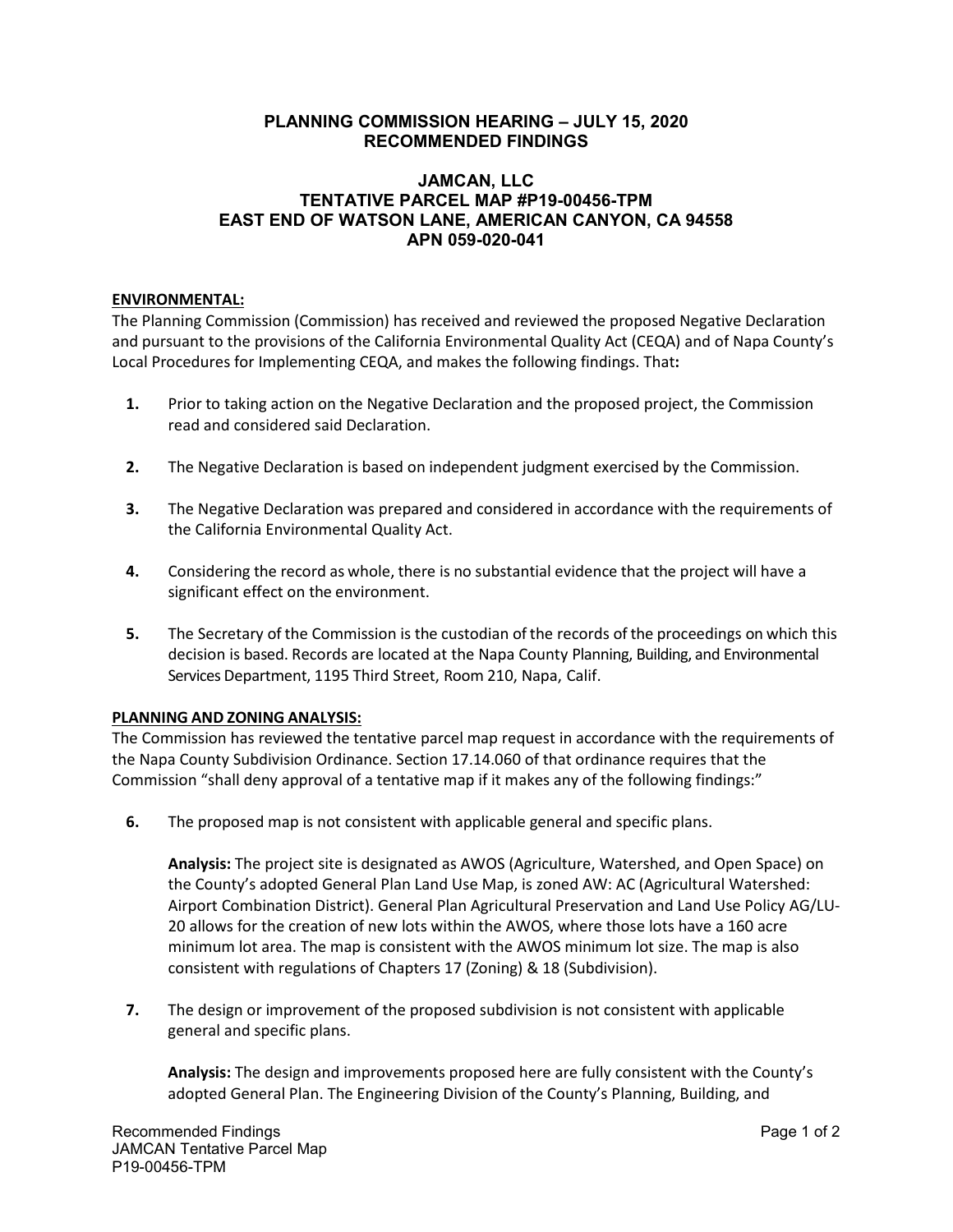## PLANNING COMMISSION HEARING – JULY 15, 2020
## RECOMMENDED FINDINGS

### JAMCAN, LLC
### TENTATIVE PARCEL MAP #P19-00456-TPM
### EAST END OF WATSON LANE, AMERICAN CANYON, CA 94558
### APN 059-020-041

**ENVIRONMENTAL:**

The Planning Commission (Commission) has received and reviewed the proposed Negative Declaration and pursuant to the provisions of the California Environmental Quality Act (CEQA) and of Napa County's Local Procedures for Implementing CEQA, and makes the following findings. That**:**

**1.** Prior to taking action on the Negative Declaration and the proposed project, the Commission read and considered said Declaration.

**2.** The Negative Declaration is based on independent judgment exercised by the Commission.

**3.** The Negative Declaration was prepared and considered in accordance with the requirements of the California Environmental Quality Act.

**4.** Considering the record as whole, there is no substantial evidence that the project will have a significant effect on the environment.

**5.** The Secretary of the Commission is the custodian of the records of the proceedings on which this decision is based. Records are located at the Napa County Planning, Building, and Environmental Services Department, 1195 Third Street, Room 210, Napa, Calif.

**PLANNING AND ZONING ANALYSIS:**

The Commission has reviewed the tentative parcel map request in accordance with the requirements of the Napa County Subdivision Ordinance. Section 17.14.060 of that ordinance requires that the Commission "shall deny approval of a tentative map if it makes any of the following findings:"

**6.** The proposed map is not consistent with applicable general and specific plans.

**Analysis:** The project site is designated as AWOS (Agriculture, Watershed, and Open Space) on the County's adopted General Plan Land Use Map, is zoned AW: AC (Agricultural Watershed: Airport Combination District). General Plan Agricultural Preservation and Land Use Policy AG/LU-20 allows for the creation of new lots within the AWOS, where those lots have a 160 acre minimum lot area. The map is consistent with the AWOS minimum lot size. The map is also consistent with regulations of Chapters 17 (Zoning) & 18 (Subdivision).

**7.** The design or improvement of the proposed subdivision is not consistent with applicable general and specific plans.

**Analysis:** The design and improvements proposed here are fully consistent with the County's adopted General Plan. The Engineering Division of the County's Planning, Building, and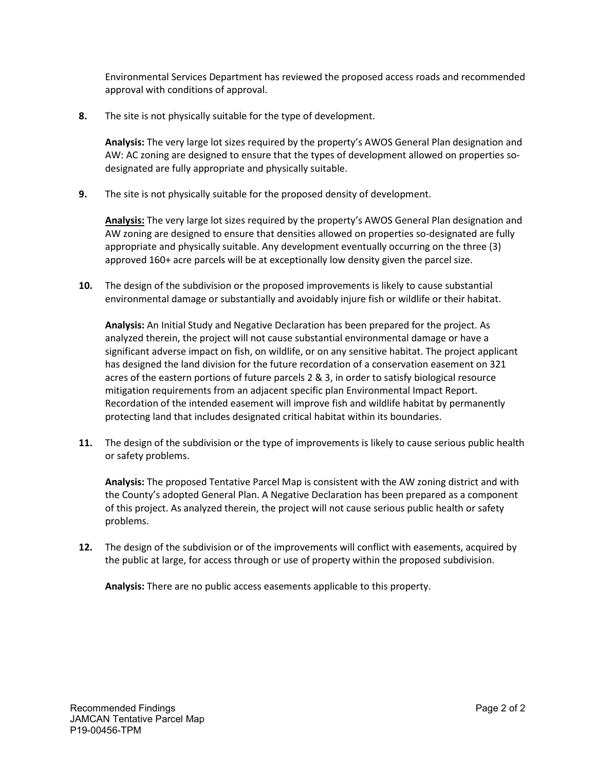Environmental Services Department has reviewed the proposed access roads and recommended approval with conditions of approval.

**8.** The site is not physically suitable for the type of development.

**Analysis:** The very large lot sizes required by the property's AWOS General Plan designation and AW: AC zoning are designed to ensure that the types of development allowed on properties so-designated are fully appropriate and physically suitable.

**9.** The site is not physically suitable for the proposed density of development.

**Analysis:** The very large lot sizes required by the property's AWOS General Plan designation and AW zoning are designed to ensure that densities allowed on properties so-designated are fully appropriate and physically suitable. Any development eventually occurring on the three (3) approved 160+ acre parcels will be at exceptionally low density given the parcel size.

**10.** The design of the subdivision or the proposed improvements is likely to cause substantial environmental damage or substantially and avoidably injure fish or wildlife or their habitat.

**Analysis:** An Initial Study and Negative Declaration has been prepared for the project. As analyzed therein, the project will not cause substantial environmental damage or have a significant adverse impact on fish, on wildlife, or on any sensitive habitat. The project applicant has designed the land division for the future recordation of a conservation easement on 321 acres of the eastern portions of future parcels 2 & 3, in order to satisfy biological resource mitigation requirements from an adjacent specific plan Environmental Impact Report. Recordation of the intended easement will improve fish and wildlife habitat by permanently protecting land that includes designated critical habitat within its boundaries.

**11.** The design of the subdivision or the type of improvements is likely to cause serious public health or safety problems.

**Analysis:** The proposed Tentative Parcel Map is consistent with the AW zoning district and with the County's adopted General Plan. A Negative Declaration has been prepared as a component of this project. As analyzed therein, the project will not cause serious public health or safety problems.

**12.** The design of the subdivision or of the improvements will conflict with easements, acquired by the public at large, for access through or use of property within the proposed subdivision.

**Analysis:** There are no public access easements applicable to this property.